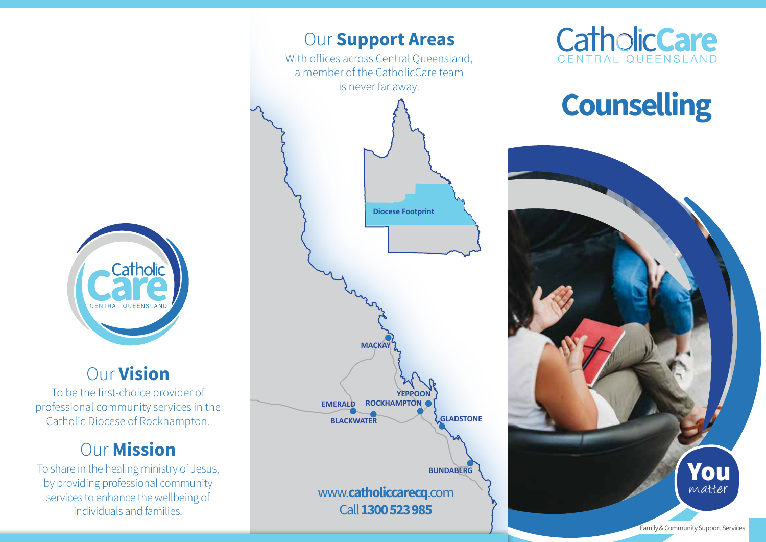# Our **Vision**

To be the first-choice provider of professional community services in the Catholic Diocese of Rockhampton.

# Our **Mission**

To share in the healing ministry of Jesus, by providing professional community services to enhance the wellbeing of individuals and families.

# Our **Support Areas**

With offices across Central Queensland, a member of the CatholicCare team is never far away.

Diocese Footprint

MACKAY

YEPPOON

EMERALD

ROCKHAMPTON

BLACKWATER

GLADSTONE

BUNDABERG

www.**catholiccarecq**.com

Call **1300 523 985**

CatholicCare CENTRAL QUEENSLAND

# Counselling

**You** *matter*

Family & Community Support Services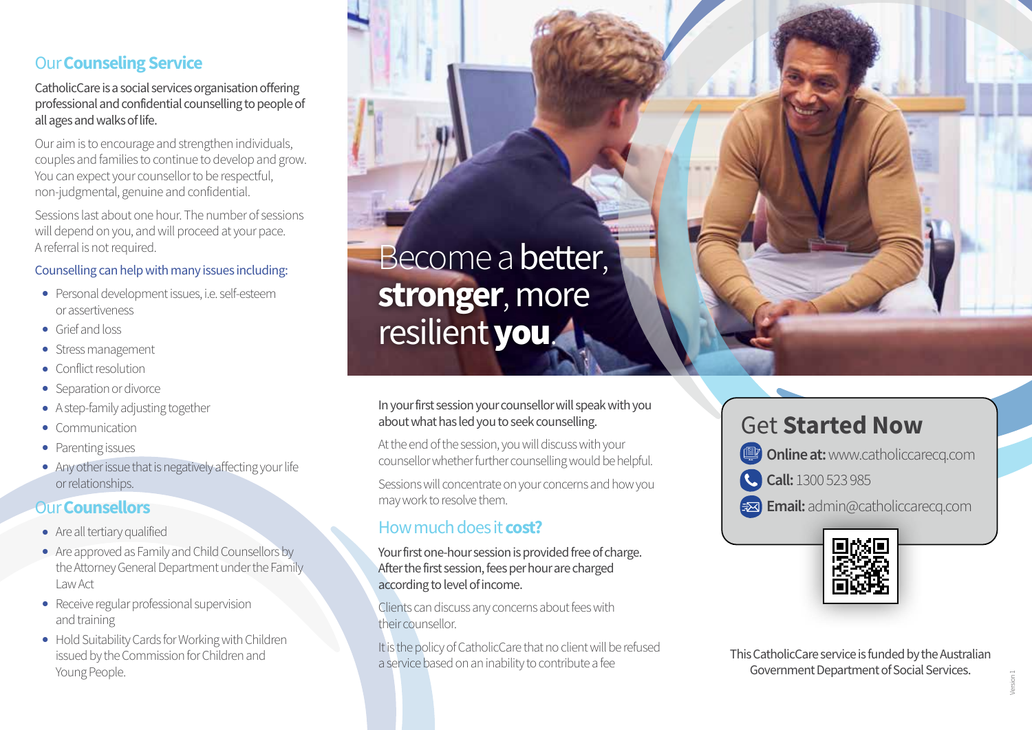## Our **Counseling Service**

CatholicCare is a social services organisation offering professional and confidential counselling to people of all ages and walks of life.

Our aim is to encourage and strengthen individuals, couples and families to continue to develop and grow. You can expect your counsellor to be respectful, non-judgmental, genuine and confidential.

Sessions last about one hour. The number of sessions will depend on you, and will proceed at your pace. A referral is not required.

### Counselling can help with many issues including:

- Personal development issues, i.e. self-esteem or assertiveness
- Grief and loss
- Stress management
- Conflict resolution
- Separation or divorce
- A step-family adjusting together
- Communication
- Parenting issues
- Any other issue that is negatively affecting your life or relationships.

## Our **Counsellors**

- Are all tertiary qualified
- Are approved as Family and Child Counsellors by the Attorney General Department under the Family Law Act
- Receive regular professional supervision and training
- Hold Suitability Cards for Working with Children issued by the Commission for Children and Young People.

# Become a **better**, **stronger**, more resilient **you**.

In your first session your counsellor will speak with you about what has led you to seek counselling.

At the end of the session, you will discuss with your counsellor whether further counselling would be helpful.

Sessions will concentrate on your concerns and how you may work to resolve them.

## How much does it **cost?**

Your first one-hour session is provided free of charge. After the first session, fees per hour are charged according to level of income.

Clients can discuss any concerns about fees with their counsellor.

It is the policy of CatholicCare that no client will be refused a service based on an inability to contribute a fee

## Get **Started Now**

**Online at:** www.catholiccarecq.com

**Call:** 1300 523 985

**Email:** admin@catholiccarecq.com

This CatholicCare service is funded by the Australian Government Department of Social Services.

Version 1